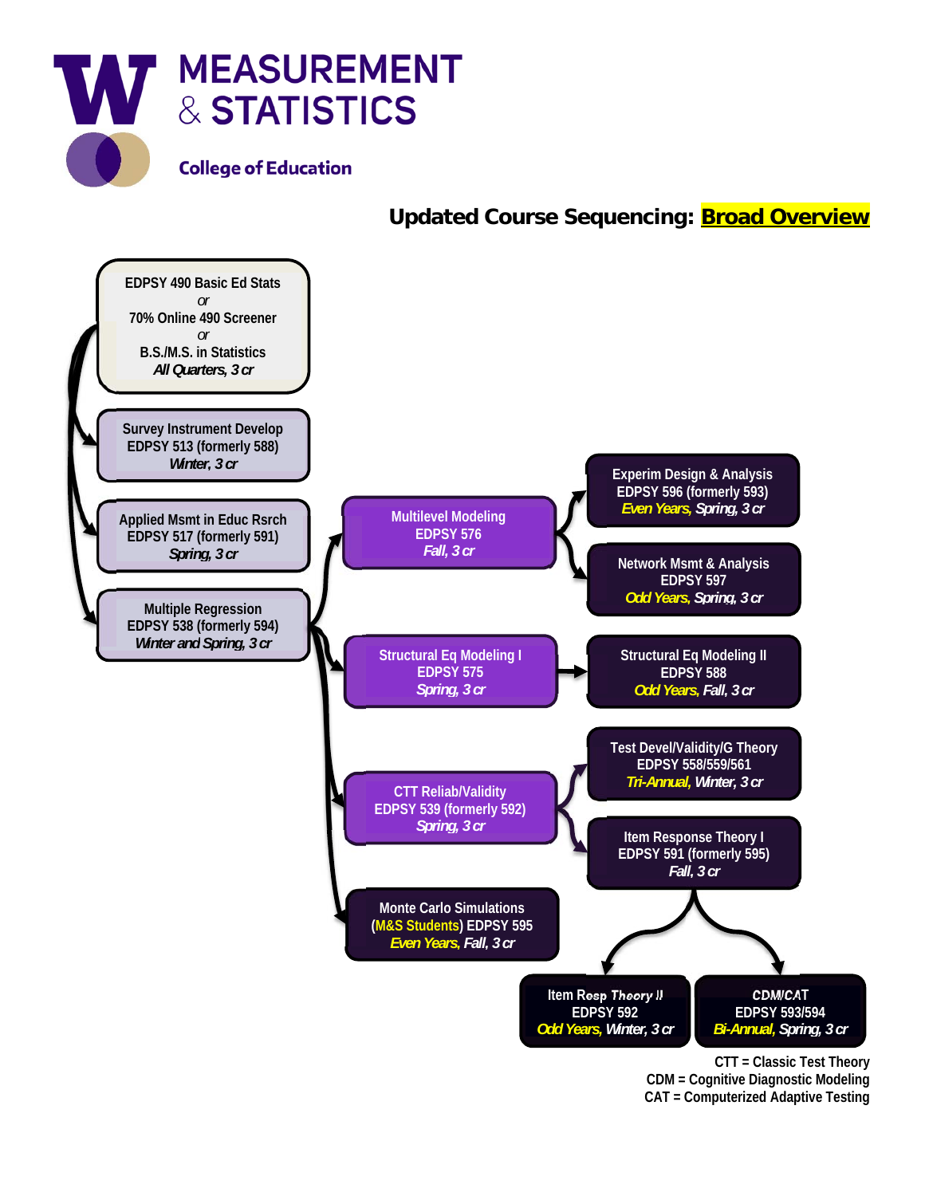# MEASUREMENT & STATISTICS

**College of Education**

## Updated Course Sequencing: Broad Overview

EDPSY 490 Basic Ed Stats
*or*
70% Online 490 Screener
*or*
B.S./M.S. in Statistics
*All Quarters, 3 cr*

Survey Instrument Develop
EDPSY 513 (formerly 588)
*Winter, 3 cr*

Applied Msmt in Educ Rsrch
EDPSY 517 (formerly 591)
*Spring, 3 cr*

Multiple Regression
EDPSY 538 (formerly 594)
*Winter and Spring, 3 cr*

Multilevel Modeling
EDPSY 576
*Fall, 3 cr*

Experim Design & Analysis
EDPSY 596 (formerly 593)
*Even Years, Spring, 3 cr*

Network Msmt & Analysis
EDPSY 597
*Odd Years, Spring, 3 cr*

Structural Eq Modeling I
EDPSY 575
*Spring, 3 cr*

Structural Eq Modeling II
EDPSY 588
*Odd Years, Fall, 3 cr*

CTT Reliab/Validity
EDPSY 539 (formerly 592)
*Spring, 3 cr*

Test Devel/Validity/G Theory
EDPSY 558/559/561
*Tri-Annual, Winter, 3 cr*

Item Response Theory I
EDPSY 591 (formerly 595)
*Fall, 3 cr*

Monte Carlo Simulations
(M&S Students) EDPSY 595
*Even Years, Fall, 3 cr*

Item Resp Theory II
EDPSY 592
*Odd Years, Winter, 3 cr*

CDM/CAT
EDPSY 593/594
*Bi-Annual, Spring, 3 cr*

CTT = Classic Test Theory
CDM = Cognitive Diagnostic Modeling
CAT = Computerized Adaptive Testing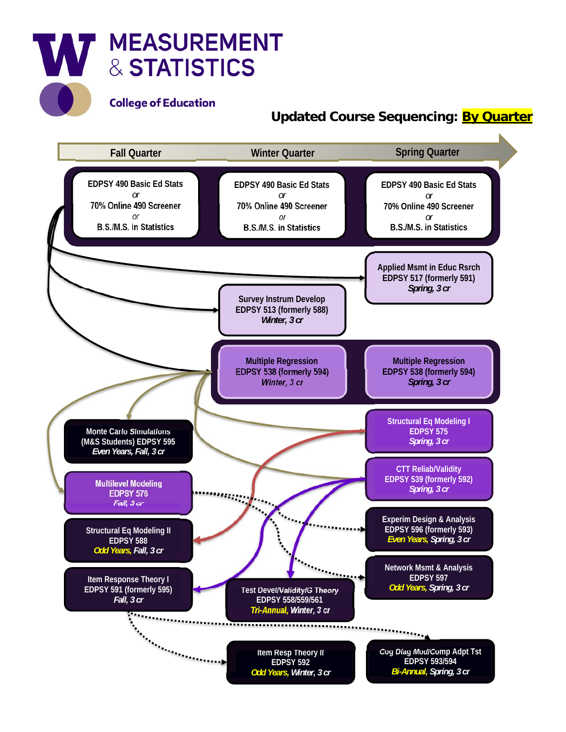# MEASUREMENT & STATISTICS

College of Education

## Updated Course Sequencing: By Quarter

Fall Quarter

Winter Quarter

Spring Quarter

EDPSY 490 Basic Ed Stats
*or*
70% Online 490 Screener
*or*
B.S./M.S. in Statistics

EDPSY 490 Basic Ed Stats
*or*
70% Online 490 Screener
*or*
B.S./M.S. in Statistics

EDPSY 490 Basic Ed Stats
*or*
70% Online 490 Screener
*or*
B.S./M.S. in Statistics

Applied Msmt in Educ Rsrch
EDPSY 517 (formerly 591)
*Spring, 3 cr*

Survey Instrum Develop
EDPSY 513 (formerly 588)
*Winter, 3 cr*

Multiple Regression
EDPSY 538 (formerly 594)
*Winter, 3 cr*

Multiple Regression
EDPSY 538 (formerly 594)
*Spring, 3 cr*

Monte Carlo Simulations
(M&S Students) EDPSY 595
*Even Years, Fall, 3 cr*

Structural Eq Modeling I
EDPSY 575
*Spring, 3 cr*

CTT Reliab/Validity
EDPSY 539 (formerly 592)
*Spring, 3 cr*

Multilevel Modeling
EDPSY 576
*Fall, 3 cr*

Experim Design & Analysis
EDPSY 596 (formerly 593)
*Even Years, Spring, 3 cr*

Structural Eq Modeling II
EDPSY 588
*Odd Years, Fall, 3 cr*

Network Msmt & Analysis
EDPSY 597
*Odd Years, Spring, 3 cr*

Item Response Theory I
EDPSY 591 (formerly 595)
*Fall, 3 cr*

Test Devel/Validity/G Theory
EDPSY 558/559/561
*Tri-Annual, Winter, 3 cr*

Item Resp Theory II
EDPSY 592
*Odd Years, Winter, 3 cr*

Cog Diag Mod/Comp Adpt Tst
EDPSY 593/594
*Bi-Annual, Spring, 3 cr*